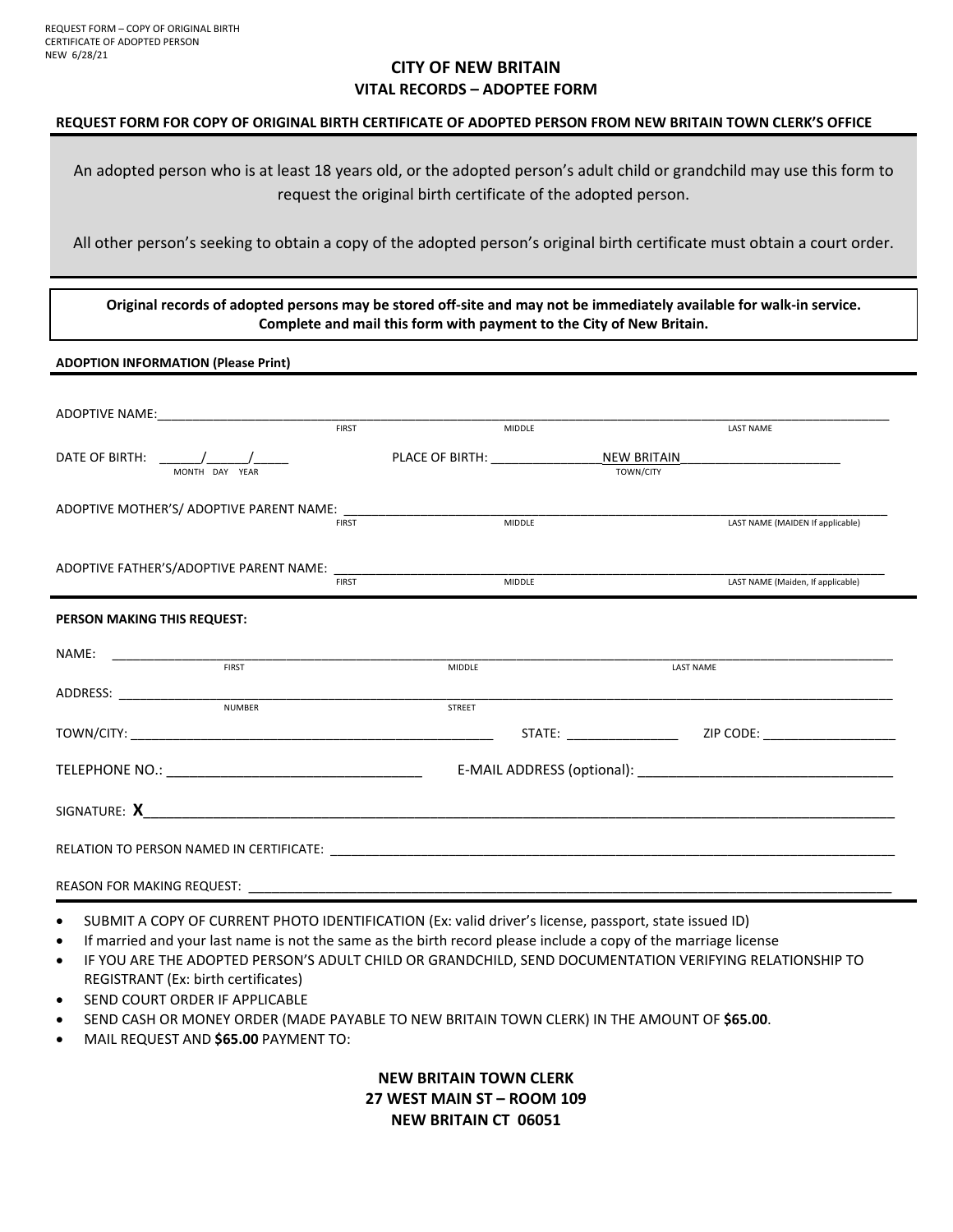REQUEST FORM – COPY OF ORIGINAL BIRTH CERTIFICATE OF ADOPTED PERSON
NEW 6/28/21

# CITY OF NEW BRITAIN

## VITAL RECORDS – ADOPTEE FORM

**REQUEST FORM FOR COPY OF ORIGINAL BIRTH CERTIFICATE OF ADOPTED PERSON FROM NEW BRITAIN TOWN CLERK'S OFFICE**

An adopted person who is at least 18 years old, or the adopted person's adult child or grandchild may use this form to request the original birth certificate of the adopted person.

All other person's seeking to obtain a copy of the adopted person's original birth certificate must obtain a court order.

**Original records of adopted persons may be stored off-site and may not be immediately available for walk-in service. Complete and mail this form with payment to the City of New Britain.**

**ADOPTION INFORMATION (Please Print)**

ADOPTIVE NAME: ______________________________________________
FIRST MIDDLE LAST NAME

DATE OF BIRTH: ______/______/_____
MONTH DAY YEAR

PLACE OF BIRTH: _______________NEW BRITAIN_______________________
TOWN/CITY

ADOPTIVE MOTHER'S/ ADOPTIVE PARENT NAME: ______________________________________________
FIRST MIDDLE LAST NAME (MAIDEN If applicable)

ADOPTIVE FATHER'S/ADOPTIVE PARENT NAME: ______________________________________________
FIRST MIDDLE LAST NAME (Maiden, If applicable)

**PERSON MAKING THIS REQUEST:**

NAME: ______________________________________________
FIRST MIDDLE LAST NAME

ADDRESS: ______________________________________________
NUMBER STREET

TOWN/CITY: ______________________________ STATE: ________________ ZIP CODE: ___________________

TELEPHONE NO.: _________________________________ E-MAIL ADDRESS (optional): _________________________________

SIGNATURE: **X**______________________________________________

RELATION TO PERSON NAMED IN CERTIFICATE: ______________________________________________

REASON FOR MAKING REQUEST: ______________________________________________

- SUBMIT A COPY OF CURRENT PHOTO IDENTIFICATION (Ex: valid driver's license, passport, state issued ID)
- If married and your last name is not the same as the birth record please include a copy of the marriage license
- IF YOU ARE THE ADOPTED PERSON'S ADULT CHILD OR GRANDCHILD, SEND DOCUMENTATION VERIFYING RELATIONSHIP TO REGISTRANT (Ex: birth certificates)
- SEND COURT ORDER IF APPLICABLE
- SEND CASH OR MONEY ORDER (MADE PAYABLE TO NEW BRITAIN TOWN CLERK) IN THE AMOUNT OF **$65.00**.
- MAIL REQUEST AND **$65.00** PAYMENT TO:

**NEW BRITAIN TOWN CLERK**
**27 WEST MAIN ST – ROOM 109**
**NEW BRITAIN CT 06051**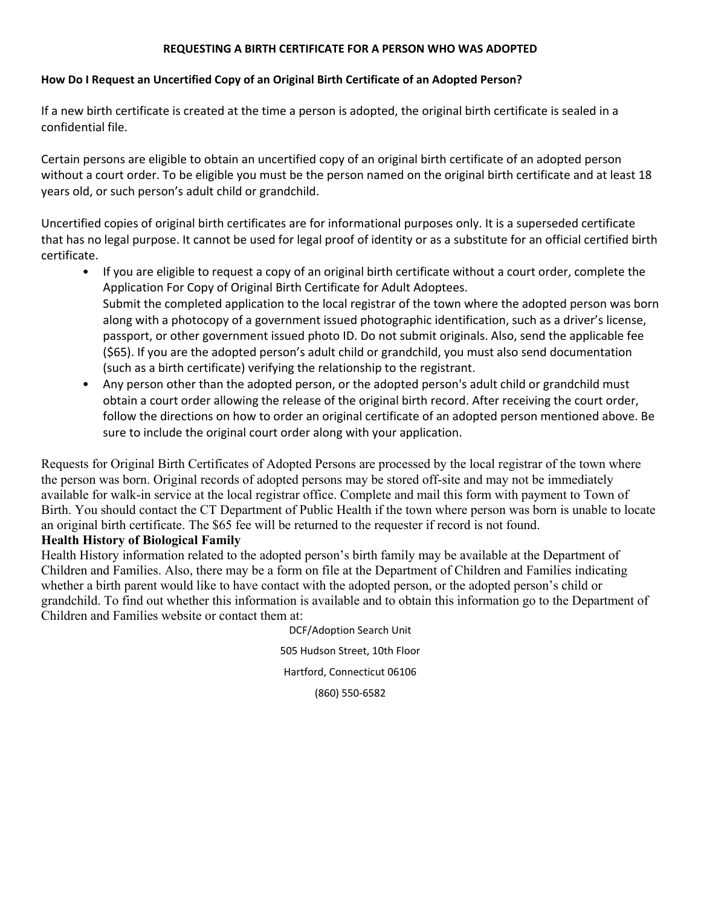**REQUESTING A BIRTH CERTIFICATE FOR A PERSON WHO WAS ADOPTED**

**How Do I Request an Uncertified Copy of an Original Birth Certificate of an Adopted Person?**

If a new birth certificate is created at the time a person is adopted, the original birth certificate is sealed in a confidential file.

Certain persons are eligible to obtain an uncertified copy of an original birth certificate of an adopted person without a court order. To be eligible you must be the person named on the original birth certificate and at least 18 years old, or such person's adult child or grandchild.

Uncertified copies of original birth certificates are for informational purposes only. It is a superseded certificate that has no legal purpose. It cannot be used for legal proof of identity or as a substitute for an official certified birth certificate.

- If you are eligible to request a copy of an original birth certificate without a court order, complete the Application For Copy of Original Birth Certificate for Adult Adoptees.
  Submit the completed application to the local registrar of the town where the adopted person was born along with a photocopy of a government issued photographic identification, such as a driver's license, passport, or other government issued photo ID. Do not submit originals. Also, send the applicable fee ($65). If you are the adopted person's adult child or grandchild, you must also send documentation (such as a birth certificate) verifying the relationship to the registrant.
- Any person other than the adopted person, or the adopted person's adult child or grandchild must obtain a court order allowing the release of the original birth record. After receiving the court order, follow the directions on how to order an original certificate of an adopted person mentioned above. Be sure to include the original court order along with your application.

Requests for Original Birth Certificates of Adopted Persons are processed by the local registrar of the town where the person was born. Original records of adopted persons may be stored off-site and may not be immediately available for walk-in service at the local registrar office. Complete and mail this form with payment to Town of Birth. You should contact the CT Department of Public Health if the town where person was born is unable to locate an original birth certificate. The $65 fee will be returned to the requester if record is not found.

**Health History of Biological Family**

Health History information related to the adopted person's birth family may be available at the Department of Children and Families. Also, there may be a form on file at the Department of Children and Families indicating whether a birth parent would like to have contact with the adopted person, or the adopted person's child or grandchild. To find out whether this information is available and to obtain this information go to the Department of Children and Families website or contact them at:

DCF/Adoption Search Unit

505 Hudson Street, 10th Floor

Hartford, Connecticut 06106

(860) 550-6582